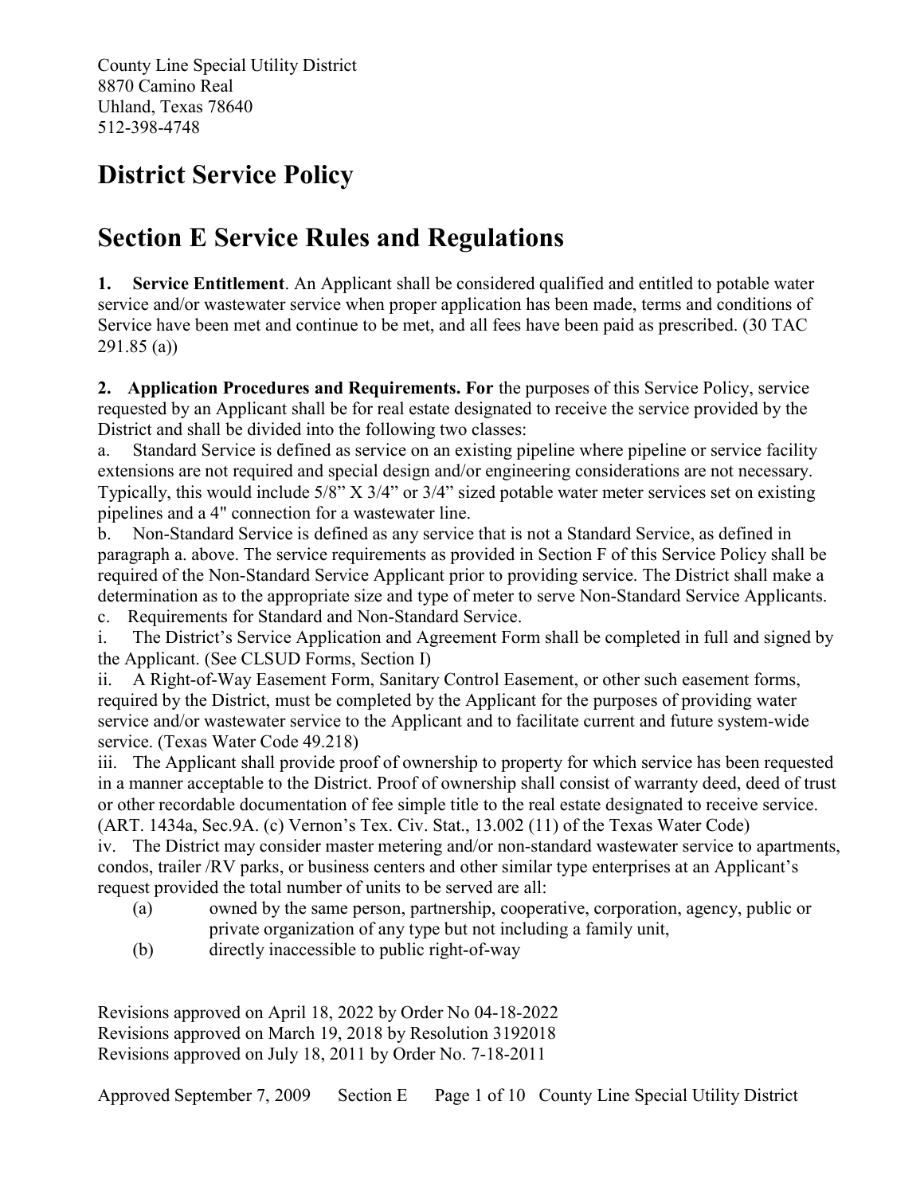County Line Special Utility District
8870 Camino Real
Uhland, Texas 78640
512-398-4748

# District Service Policy

# Section E Service Rules and Regulations

**1. Service Entitlement**. An Applicant shall be considered qualified and entitled to potable water service and/or wastewater service when proper application has been made, terms and conditions of Service have been met and continue to be met, and all fees have been paid as prescribed. (30 TAC 291.85 (a))

**2. Application Procedures and Requirements. For** the purposes of this Service Policy, service requested by an Applicant shall be for real estate designated to receive the service provided by the District and shall be divided into the following two classes:

a. Standard Service is defined as service on an existing pipeline where pipeline or service facility extensions are not required and special design and/or engineering considerations are not necessary. Typically, this would include 5/8” X 3/4” or 3/4” sized potable water meter services set on existing pipelines and a 4" connection for a wastewater line.

b. Non-Standard Service is defined as any service that is not a Standard Service, as defined in paragraph a. above. The service requirements as provided in Section F of this Service Policy shall be required of the Non-Standard Service Applicant prior to providing service. The District shall make a determination as to the appropriate size and type of meter to serve Non-Standard Service Applicants.

c. Requirements for Standard and Non-Standard Service.

i. The District’s Service Application and Agreement Form shall be completed in full and signed by the Applicant. (See CLSUD Forms, Section I)

ii. A Right-of-Way Easement Form, Sanitary Control Easement, or other such easement forms, required by the District, must be completed by the Applicant for the purposes of providing water service and/or wastewater service to the Applicant and to facilitate current and future system-wide service. (Texas Water Code 49.218)

iii. The Applicant shall provide proof of ownership to property for which service has been requested in a manner acceptable to the District. Proof of ownership shall consist of warranty deed, deed of trust or other recordable documentation of fee simple title to the real estate designated to receive service. (ART. 1434a, Sec.9A. (c) Vernon’s Tex. Civ. Stat., 13.002 (11) of the Texas Water Code)

iv. The District may consider master metering and/or non-standard wastewater service to apartments, condos, trailer /RV parks, or business centers and other similar type enterprises at an Applicant’s request provided the total number of units to be served are all:

(a) owned by the same person, partnership, cooperative, corporation, agency, public or private organization of any type but not including a family unit,

(b) directly inaccessible to public right-of-way

Revisions approved on April 18, 2022 by Order No 04-18-2022
Revisions approved on March 19, 2018 by Resolution 3192018
Revisions approved on July 18, 2011 by Order No. 7-18-2011

Approved September 7, 2009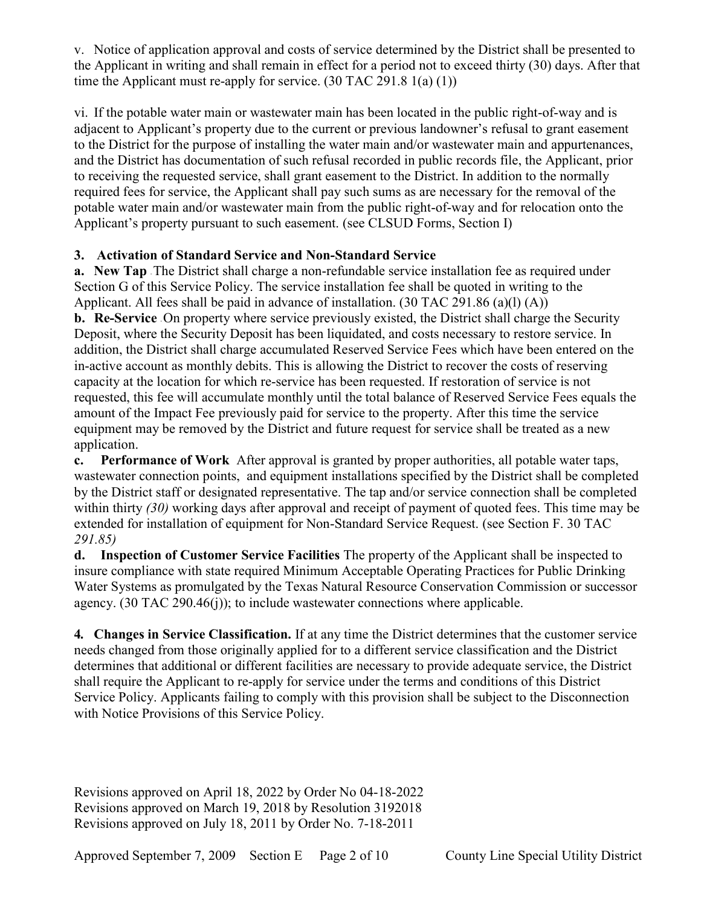v. Notice of application approval and costs of service determined by the District shall be presented to the Applicant in writing and shall remain in effect for a period not to exceed thirty (30) days. After that time the Applicant must re-apply for service. (30 TAC 291.8 1(a) (1))

vi. If the potable water main or wastewater main has been located in the public right-of-way and is adjacent to Applicant's property due to the current or previous landowner's refusal to grant easement to the District for the purpose of installing the water main and/or wastewater main and appurtenances, and the District has documentation of such refusal recorded in public records file, the Applicant, prior to receiving the requested service, shall grant easement to the District. In addition to the normally required fees for service, the Applicant shall pay such sums as are necessary for the removal of the potable water main and/or wastewater main from the public right-of-way and for relocation onto the Applicant's property pursuant to such easement. (see CLSUD Forms, Section I)

### 3. Activation of Standard Service and Non-Standard Service

**a. New Tap** The District shall charge a non-refundable service installation fee as required under Section G of this Service Policy. The service installation fee shall be quoted in writing to the Applicant. All fees shall be paid in advance of installation. (30 TAC 291.86 (a)(l) (A))

**b. Re-Service** On property where service previously existed, the District shall charge the Security Deposit, where the Security Deposit has been liquidated, and costs necessary to restore service. In addition, the District shall charge accumulated Reserved Service Fees which have been entered on the in-active account as monthly debits. This is allowing the District to recover the costs of reserving capacity at the location for which re-service has been requested. If restoration of service is not requested, this fee will accumulate monthly until the total balance of Reserved Service Fees equals the amount of the Impact Fee previously paid for service to the property. After this time the service equipment may be removed by the District and future request for service shall be treated as a new application.

**c. Performance of Work** After approval is granted by proper authorities, all potable water taps, wastewater connection points, and equipment installations specified by the District shall be completed by the District staff or designated representative. The tap and/or service connection shall be completed within thirty *(30)* working days after approval and receipt of payment of quoted fees. This time may be extended for installation of equipment for Non-Standard Service Request. (see Section F. 30 TAC *291.85)*

**d. Inspection of Customer Service Facilities** The property of the Applicant shall be inspected to insure compliance with state required Minimum Acceptable Operating Practices for Public Drinking Water Systems as promulgated by the Texas Natural Resource Conservation Commission or successor agency. (30 TAC 290.46(j)); to include wastewater connections where applicable.

**4. Changes in Service Classification.** If at any time the District determines that the customer service needs changed from those originally applied for to a different service classification and the District determines that additional or different facilities are necessary to provide adequate service, the District shall require the Applicant to re-apply for service under the terms and conditions of this District Service Policy. Applicants failing to comply with this provision shall be subject to the Disconnection with Notice Provisions of this Service Policy.

Revisions approved on April 18, 2022 by Order No 04-18-2022
Revisions approved on March 19, 2018 by Resolution 3192018
Revisions approved on July 18, 2011 by Order No. 7-18-2011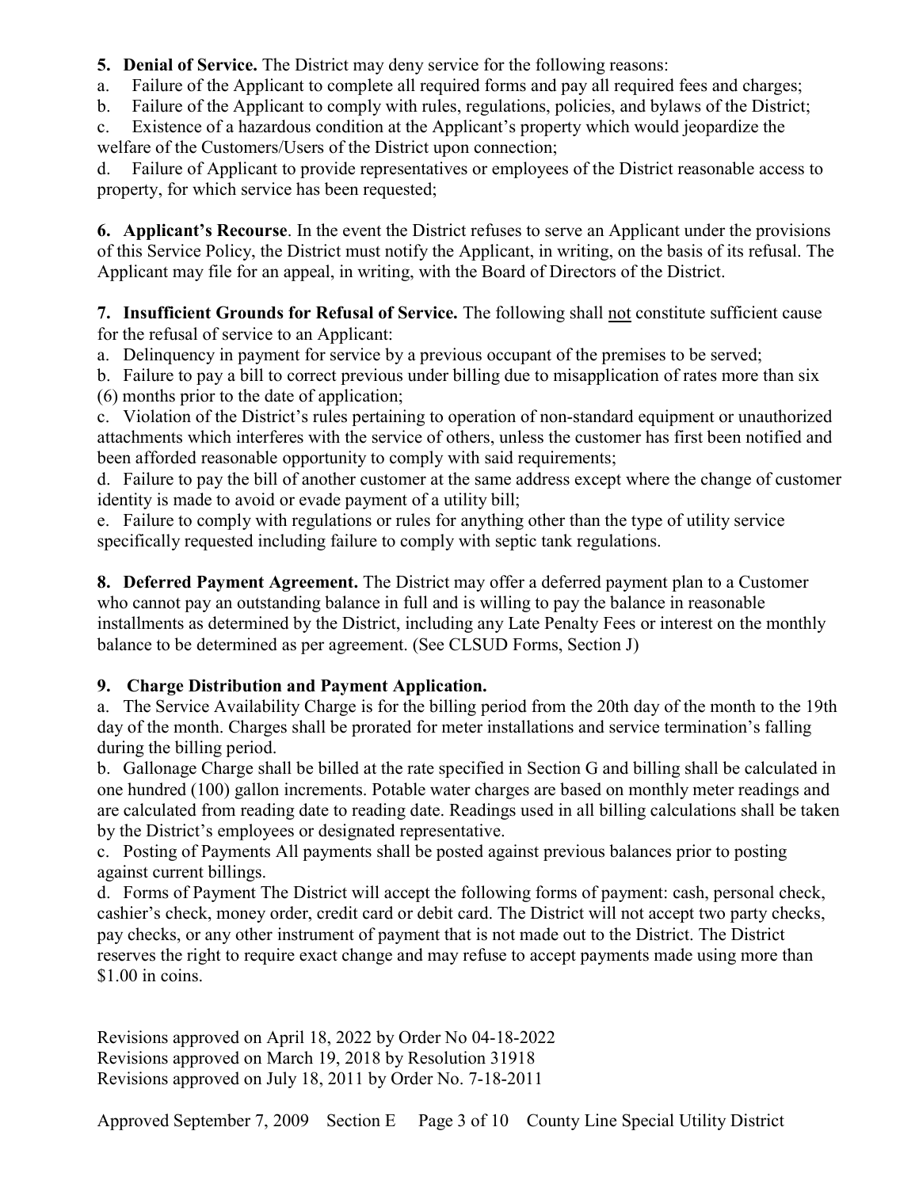**5. Denial of Service.** The District may deny service for the following reasons:

a. Failure of the Applicant to complete all required forms and pay all required fees and charges;

b. Failure of the Applicant to comply with rules, regulations, policies, and bylaws of the District;

c. Existence of a hazardous condition at the Applicant's property which would jeopardize the welfare of the Customers/Users of the District upon connection;

d. Failure of Applicant to provide representatives or employees of the District reasonable access to property, for which service has been requested;

**6. Applicant's Recourse**. In the event the District refuses to serve an Applicant under the provisions of this Service Policy, the District must notify the Applicant, in writing, on the basis of its refusal. The Applicant may file for an appeal, in writing, with the Board of Directors of the District.

**7. Insufficient Grounds for Refusal of Service.** The following shall not constitute sufficient cause for the refusal of service to an Applicant:

a. Delinquency in payment for service by a previous occupant of the premises to be served;

b. Failure to pay a bill to correct previous under billing due to misapplication of rates more than six (6) months prior to the date of application;

c. Violation of the District's rules pertaining to operation of non-standard equipment or unauthorized attachments which interferes with the service of others, unless the customer has first been notified and been afforded reasonable opportunity to comply with said requirements;

d. Failure to pay the bill of another customer at the same address except where the change of customer identity is made to avoid or evade payment of a utility bill;

e. Failure to comply with regulations or rules for anything other than the type of utility service specifically requested including failure to comply with septic tank regulations.

**8. Deferred Payment Agreement.** The District may offer a deferred payment plan to a Customer who cannot pay an outstanding balance in full and is willing to pay the balance in reasonable installments as determined by the District, including any Late Penalty Fees or interest on the monthly balance to be determined as per agreement. (See CLSUD Forms, Section J)

**9. Charge Distribution and Payment Application.**

a. The Service Availability Charge is for the billing period from the 20th day of the month to the 19th day of the month. Charges shall be prorated for meter installations and service termination's falling during the billing period.

b. Gallonage Charge shall be billed at the rate specified in Section G and billing shall be calculated in one hundred (100) gallon increments. Potable water charges are based on monthly meter readings and are calculated from reading date to reading date. Readings used in all billing calculations shall be taken by the District's employees or designated representative.

c. Posting of Payments All payments shall be posted against previous balances prior to posting against current billings.

d. Forms of Payment The District will accept the following forms of payment: cash, personal check, cashier's check, money order, credit card or debit card. The District will not accept two party checks, pay checks, or any other instrument of payment that is not made out to the District. The District reserves the right to require exact change and may refuse to accept payments made using more than $1.00 in coins.

Revisions approved on April 18, 2022 by Order No 04-18-2022
Revisions approved on March 19, 2018 by Resolution 31918
Revisions approved on July 18, 2011 by Order No. 7-18-2011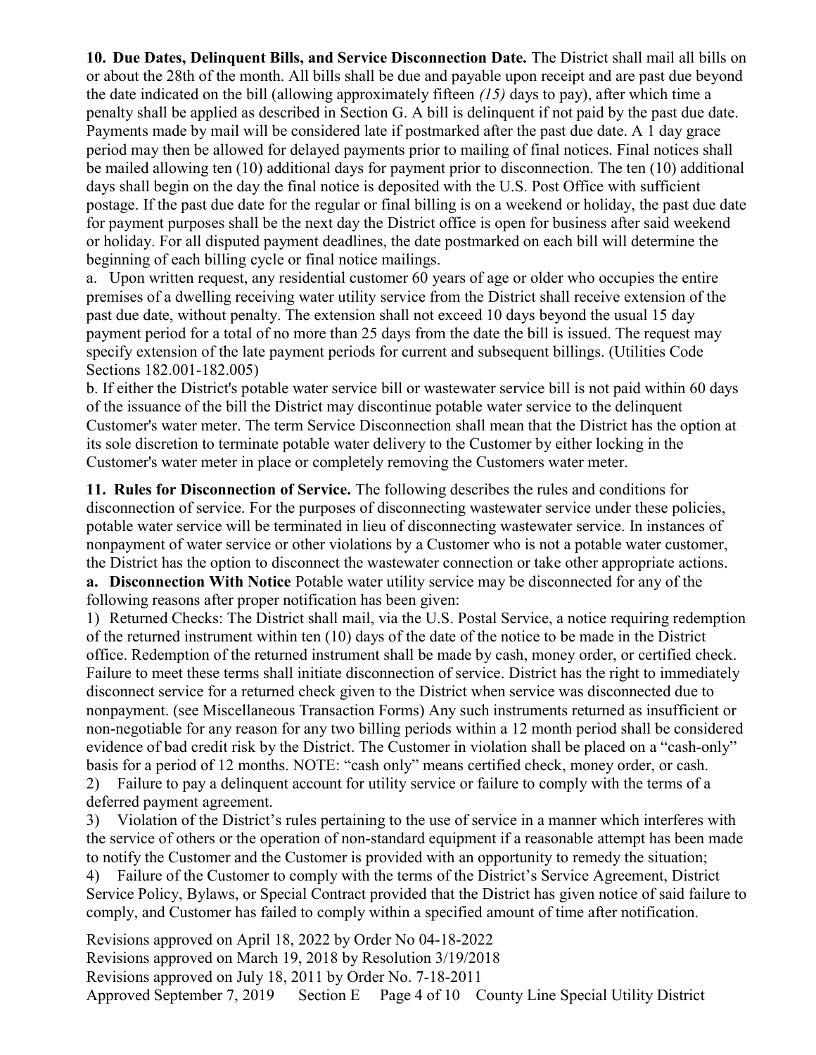**10. Due Dates, Delinquent Bills, and Service Disconnection Date.** The District shall mail all bills on or about the 28th of the month. All bills shall be due and payable upon receipt and are past due beyond the date indicated on the bill (allowing approximately fifteen *(15)* days to pay), after which time a penalty shall be applied as described in Section G. A bill is delinquent if not paid by the past due date. Payments made by mail will be considered late if postmarked after the past due date. A 1 day grace period may then be allowed for delayed payments prior to mailing of final notices. Final notices shall be mailed allowing ten (10) additional days for payment prior to disconnection. The ten (10) additional days shall begin on the day the final notice is deposited with the U.S. Post Office with sufficient postage. If the past due date for the regular or final billing is on a weekend or holiday, the past due date for payment purposes shall be the next day the District office is open for business after said weekend or holiday. For all disputed payment deadlines, the date postmarked on each bill will determine the beginning of each billing cycle or final notice mailings.

a. Upon written request, any residential customer 60 years of age or older who occupies the entire premises of a dwelling receiving water utility service from the District shall receive extension of the past due date, without penalty. The extension shall not exceed 10 days beyond the usual 15 day payment period for a total of no more than 25 days from the date the bill is issued. The request may specify extension of the late payment periods for current and subsequent billings. (Utilities Code Sections 182.001-182.005)

b. If either the District's potable water service bill or wastewater service bill is not paid within 60 days of the issuance of the bill the District may discontinue potable water service to the delinquent Customer's water meter. The term Service Disconnection shall mean that the District has the option at its sole discretion to terminate potable water delivery to the Customer by either locking in the Customer's water meter in place or completely removing the Customers water meter.

**11. Rules for Disconnection of Service.** The following describes the rules and conditions for disconnection of service. For the purposes of disconnecting wastewater service under these policies, potable water service will be terminated in lieu of disconnecting wastewater service. In instances of nonpayment of water service or other violations by a Customer who is not a potable water customer, the District has the option to disconnect the wastewater connection or take other appropriate actions.

**a. Disconnection With Notice** Potable water utility service may be disconnected for any of the following reasons after proper notification has been given:

1) Returned Checks: The District shall mail, via the U.S. Postal Service, a notice requiring redemption of the returned instrument within ten (10) days of the date of the notice to be made in the District office. Redemption of the returned instrument shall be made by cash, money order, or certified check. Failure to meet these terms shall initiate disconnection of service. District has the right to immediately disconnect service for a returned check given to the District when service was disconnected due to nonpayment. (see Miscellaneous Transaction Forms) Any such instruments returned as insufficient or non-negotiable for any reason for any two billing periods within a 12 month period shall be considered evidence of bad credit risk by the District. The Customer in violation shall be placed on a "cash-only" basis for a period of 12 months. NOTE: "cash only" means certified check, money order, or cash.

2) Failure to pay a delinquent account for utility service or failure to comply with the terms of a deferred payment agreement.

3) Violation of the District's rules pertaining to the use of service in a manner which interferes with the service of others or the operation of non-standard equipment if a reasonable attempt has been made to notify the Customer and the Customer is provided with an opportunity to remedy the situation;

4) Failure of the Customer to comply with the terms of the District's Service Agreement, District Service Policy, Bylaws, or Special Contract provided that the District has given notice of said failure to comply, and Customer has failed to comply within a specified amount of time after notification.

Revisions approved on April 18, 2022 by Order No 04-18-2022
Revisions approved on March 19, 2018 by Resolution 3/19/2018
Revisions approved on July 18, 2011 by Order No. 7-18-2011
Approved September 7, 2019 Section E County Line Special Utility District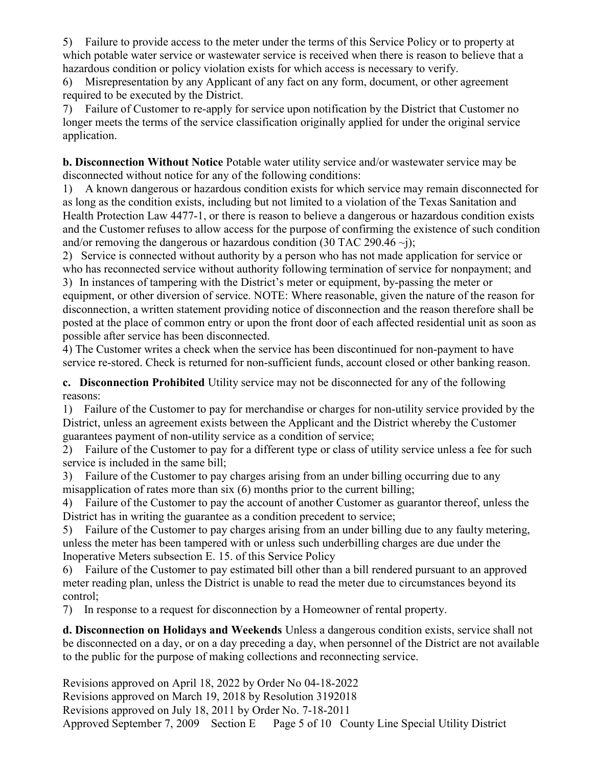5) Failure to provide access to the meter under the terms of this Service Policy or to property at which potable water service or wastewater service is received when there is reason to believe that a hazardous condition or policy violation exists for which access is necessary to verify.
6) Misrepresentation by any Applicant of any fact on any form, document, or other agreement required to be executed by the District.
7) Failure of Customer to re-apply for service upon notification by the District that Customer no longer meets the terms of the service classification originally applied for under the original service application.

**b. Disconnection Without Notice** Potable water utility service and/or wastewater service may be disconnected without notice for any of the following conditions:
1) A known dangerous or hazardous condition exists for which service may remain disconnected for as long as the condition exists, including but not limited to a violation of the Texas Sanitation and Health Protection Law 4477-1, or there is reason to believe a dangerous or hazardous condition exists and the Customer refuses to allow access for the purpose of confirming the existence of such condition and/or removing the dangerous or hazardous condition (30 TAC 290.46 ~j);
2) Service is connected without authority by a person who has not made application for service or who has reconnected service without authority following termination of service for nonpayment; and
3) In instances of tampering with the District's meter or equipment, by-passing the meter or equipment, or other diversion of service. NOTE: Where reasonable, given the nature of the reason for disconnection, a written statement providing notice of disconnection and the reason therefore shall be posted at the place of common entry or upon the front door of each affected residential unit as soon as possible after service has been disconnected.
4) The Customer writes a check when the service has been discontinued for non-payment to have service re-stored. Check is returned for non-sufficient funds, account closed or other banking reason.

**c. Disconnection Prohibited** Utility service may not be disconnected for any of the following reasons:
1) Failure of the Customer to pay for merchandise or charges for non-utility service provided by the District, unless an agreement exists between the Applicant and the District whereby the Customer guarantees payment of non-utility service as a condition of service;
2) Failure of the Customer to pay for a different type or class of utility service unless a fee for such service is included in the same bill;
3) Failure of the Customer to pay charges arising from an under billing occurring due to any misapplication of rates more than six (6) months prior to the current billing;
4) Failure of the Customer to pay the account of another Customer as guarantor thereof, unless the District has in writing the guarantee as a condition precedent to service;
5) Failure of the Customer to pay charges arising from an under billing due to any faulty metering, unless the meter has been tampered with or unless such underbilling charges are due under the Inoperative Meters subsection E. 15. of this Service Policy
6) Failure of the Customer to pay estimated bill other than a bill rendered pursuant to an approved meter reading plan, unless the District is unable to read the meter due to circumstances beyond its control;
7) In response to a request for disconnection by a Homeowner of rental property.

**d. Disconnection on Holidays and Weekends** Unless a dangerous condition exists, service shall not be disconnected on a day, or on a day preceding a day, when personnel of the District are not available to the public for the purpose of making collections and reconnecting service.

Revisions approved on April 18, 2022 by Order No 04-18-2022
Revisions approved on March 19, 2018 by Resolution 3192018
Revisions approved on July 18, 2011 by Order No. 7-18-2011
Approved September 7, 2009 Section E County Line Special Utility District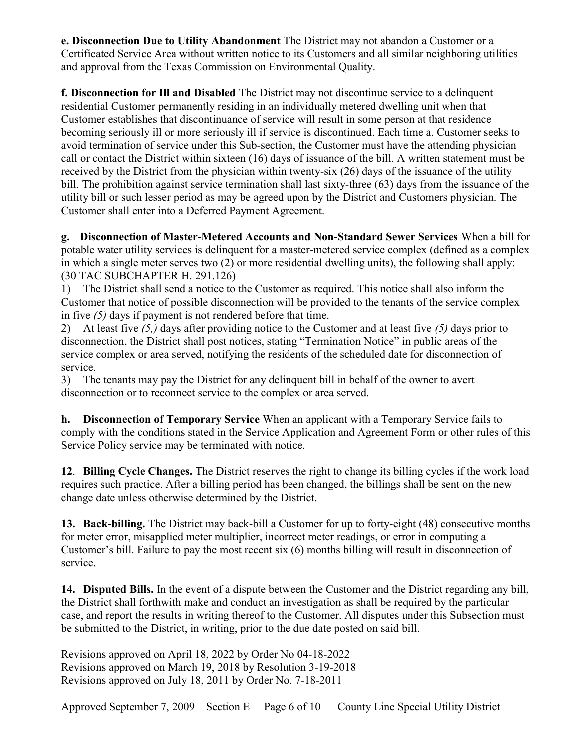**e. Disconnection Due to Utility Abandonment** The District may not abandon a Customer or a Certificated Service Area without written notice to its Customers and all similar neighboring utilities and approval from the Texas Commission on Environmental Quality.

**f. Disconnection for Ill and Disabled** The District may not discontinue service to a delinquent residential Customer permanently residing in an individually metered dwelling unit when that Customer establishes that discontinuance of service will result in some person at that residence becoming seriously ill or more seriously ill if service is discontinued. Each time a. Customer seeks to avoid termination of service under this Sub-section, the Customer must have the attending physician call or contact the District within sixteen (16) days of issuance of the bill. A written statement must be received by the District from the physician within twenty-six (26) days of the issuance of the utility bill. The prohibition against service termination shall last sixty-three (63) days from the issuance of the utility bill or such lesser period as may be agreed upon by the District and Customers physician. The Customer shall enter into a Deferred Payment Agreement.

**g. Disconnection of Master-Metered Accounts and Non-Standard Sewer Services** When a bill for potable water utility services is delinquent for a master-metered service complex (defined as a complex in which a single meter serves two (2) or more residential dwelling units), the following shall apply: (30 TAC SUBCHAPTER H. 291.126)

1) The District shall send a notice to the Customer as required. This notice shall also inform the Customer that notice of possible disconnection will be provided to the tenants of the service complex in five *(5)* days if payment is not rendered before that time.

2) At least five *(5,)* days after providing notice to the Customer and at least five *(5)* days prior to disconnection, the District shall post notices, stating "Termination Notice" in public areas of the service complex or area served, notifying the residents of the scheduled date for disconnection of service.

3) The tenants may pay the District for any delinquent bill in behalf of the owner to avert disconnection or to reconnect service to the complex or area served.

**h. Disconnection of Temporary Service** When an applicant with a Temporary Service fails to comply with the conditions stated in the Service Application and Agreement Form or other rules of this Service Policy service may be terminated with notice.

**12**. **Billing Cycle Changes.** The District reserves the right to change its billing cycles if the work load requires such practice. After a billing period has been changed, the billings shall be sent on the new change date unless otherwise determined by the District.

**13. Back-billing.** The District may back-bill a Customer for up to forty-eight (48) consecutive months for meter error, misapplied meter multiplier, incorrect meter readings, or error in computing a Customer's bill. Failure to pay the most recent six (6) months billing will result in disconnection of service.

**14. Disputed Bills.** In the event of a dispute between the Customer and the District regarding any bill, the District shall forthwith make and conduct an investigation as shall be required by the particular case, and report the results in writing thereof to the Customer. All disputes under this Subsection must be submitted to the District, in writing, prior to the due date posted on said bill.

Revisions approved on April 18, 2022 by Order No 04-18-2022
Revisions approved on March 19, 2018 by Resolution 3-19-2018
Revisions approved on July 18, 2011 by Order No. 7-18-2011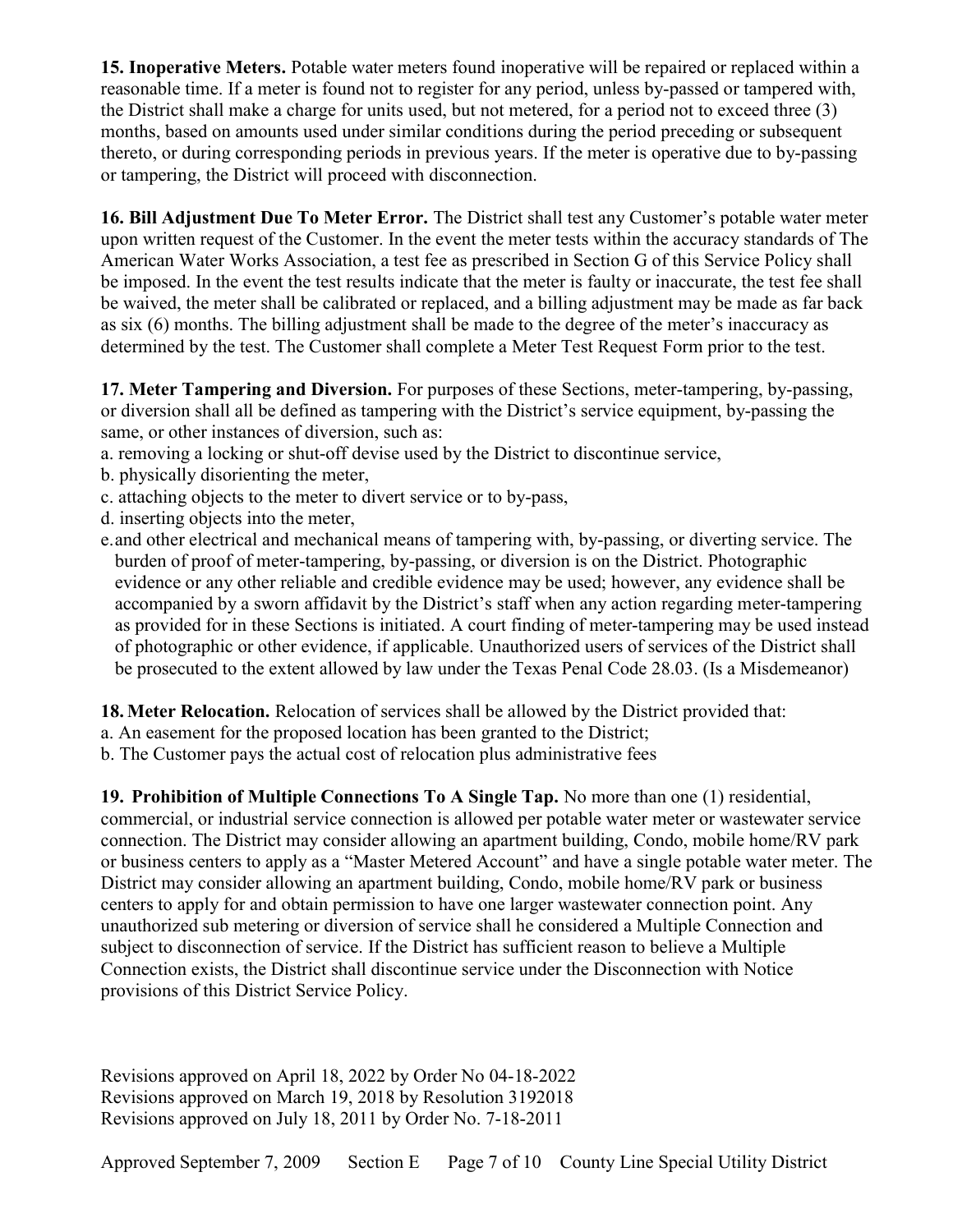**15. Inoperative Meters.** Potable water meters found inoperative will be repaired or replaced within a reasonable time. If a meter is found not to register for any period, unless by-passed or tampered with, the District shall make a charge for units used, but not metered, for a period not to exceed three (3) months, based on amounts used under similar conditions during the period preceding or subsequent thereto, or during corresponding periods in previous years. If the meter is operative due to by-passing or tampering, the District will proceed with disconnection.

**16. Bill Adjustment Due To Meter Error.** The District shall test any Customer's potable water meter upon written request of the Customer. In the event the meter tests within the accuracy standards of The American Water Works Association, a test fee as prescribed in Section G of this Service Policy shall be imposed. In the event the test results indicate that the meter is faulty or inaccurate, the test fee shall be waived, the meter shall be calibrated or replaced, and a billing adjustment may be made as far back as six (6) months. The billing adjustment shall be made to the degree of the meter's inaccuracy as determined by the test. The Customer shall complete a Meter Test Request Form prior to the test.

**17. Meter Tampering and Diversion.** For purposes of these Sections, meter-tampering, by-passing, or diversion shall all be defined as tampering with the District's service equipment, by-passing the same, or other instances of diversion, such as:

a. removing a locking or shut-off devise used by the District to discontinue service,
b. physically disorienting the meter,
c. attaching objects to the meter to divert service or to by-pass,
d. inserting objects into the meter,
e. and other electrical and mechanical means of tampering with, by-passing, or diverting service. The burden of proof of meter-tampering, by-passing, or diversion is on the District. Photographic evidence or any other reliable and credible evidence may be used; however, any evidence shall be accompanied by a sworn affidavit by the District's staff when any action regarding meter-tampering as provided for in these Sections is initiated. A court finding of meter-tampering may be used instead of photographic or other evidence, if applicable. Unauthorized users of services of the District shall be prosecuted to the extent allowed by law under the Texas Penal Code 28.03. (Is a Misdemeanor)

**18. Meter Relocation.** Relocation of services shall be allowed by the District provided that:

a. An easement for the proposed location has been granted to the District;
b. The Customer pays the actual cost of relocation plus administrative fees

**19. Prohibition of Multiple Connections To A Single Tap.** No more than one (1) residential, commercial, or industrial service connection is allowed per potable water meter or wastewater service connection. The District may consider allowing an apartment building, Condo, mobile home/RV park or business centers to apply as a "Master Metered Account" and have a single potable water meter. The District may consider allowing an apartment building, Condo, mobile home/RV park or business centers to apply for and obtain permission to have one larger wastewater connection point. Any unauthorized sub metering or diversion of service shall he considered a Multiple Connection and subject to disconnection of service. If the District has sufficient reason to believe a Multiple Connection exists, the District shall discontinue service under the Disconnection with Notice provisions of this District Service Policy.

Revisions approved on April 18, 2022 by Order No 04-18-2022
Revisions approved on March 19, 2018 by Resolution 3192018
Revisions approved on July 18, 2011 by Order No. 7-18-2011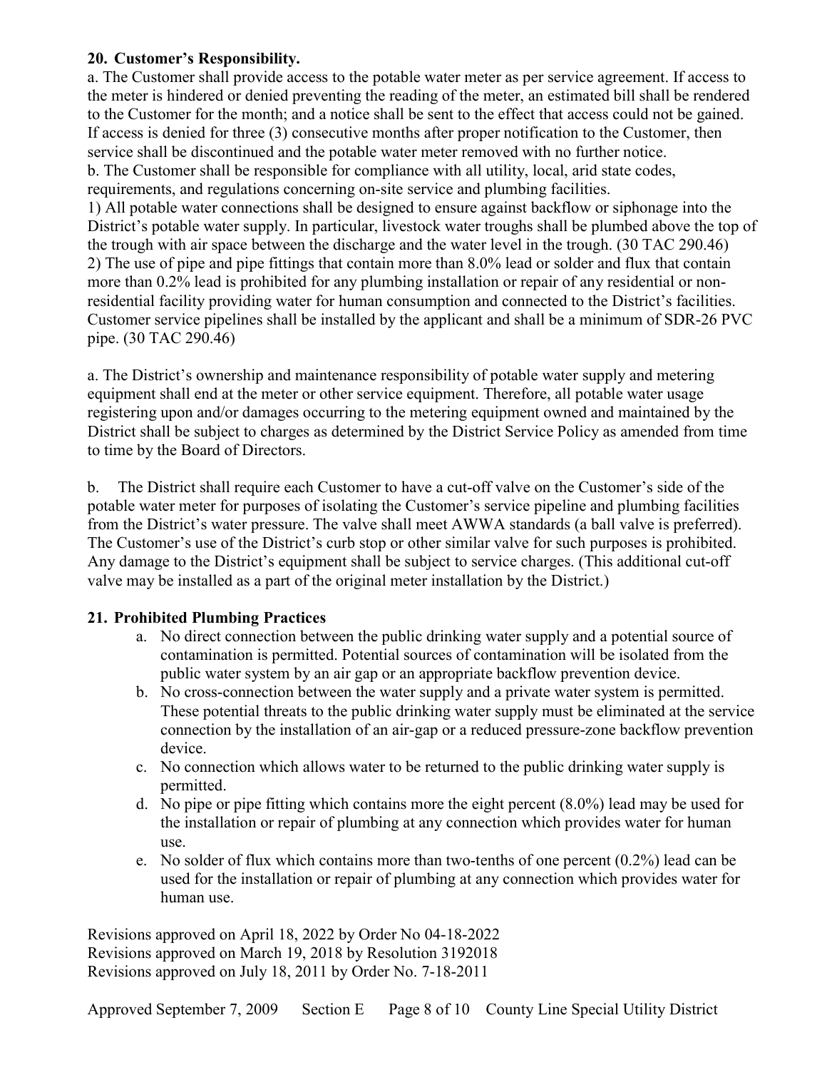## 20. Customer's Responsibility.

a. The Customer shall provide access to the potable water meter as per service agreement. If access to the meter is hindered or denied preventing the reading of the meter, an estimated bill shall be rendered to the Customer for the month; and a notice shall be sent to the effect that access could not be gained. If access is denied for three (3) consecutive months after proper notification to the Customer, then service shall be discontinued and the potable water meter removed with no further notice.

b. The Customer shall be responsible for compliance with all utility, local, arid state codes, requirements, and regulations concerning on-site service and plumbing facilities.

1) All potable water connections shall be designed to ensure against backflow or siphonage into the District's potable water supply. In particular, livestock water troughs shall be plumbed above the top of the trough with air space between the discharge and the water level in the trough. (30 TAC 290.46)

2) The use of pipe and pipe fittings that contain more than 8.0% lead or solder and flux that contain more than 0.2% lead is prohibited for any plumbing installation or repair of any residential or non-residential facility providing water for human consumption and connected to the District's facilities. Customer service pipelines shall be installed by the applicant and shall be a minimum of SDR-26 PVC pipe. (30 TAC 290.46)

a. The District's ownership and maintenance responsibility of potable water supply and metering equipment shall end at the meter or other service equipment. Therefore, all potable water usage registering upon and/or damages occurring to the metering equipment owned and maintained by the District shall be subject to charges as determined by the District Service Policy as amended from time to time by the Board of Directors.

b. The District shall require each Customer to have a cut-off valve on the Customer's side of the potable water meter for purposes of isolating the Customer's service pipeline and plumbing facilities from the District's water pressure. The valve shall meet AWWA standards (a ball valve is preferred). The Customer's use of the District's curb stop or other similar valve for such purposes is prohibited. Any damage to the District's equipment shall be subject to service charges. (This additional cut-off valve may be installed as a part of the original meter installation by the District.)

## 21. Prohibited Plumbing Practices

a. No direct connection between the public drinking water supply and a potential source of contamination is permitted. Potential sources of contamination will be isolated from the public water system by an air gap or an appropriate backflow prevention device.

b. No cross-connection between the water supply and a private water system is permitted. These potential threats to the public drinking water supply must be eliminated at the service connection by the installation of an air-gap or a reduced pressure-zone backflow prevention device.

c. No connection which allows water to be returned to the public drinking water supply is permitted.

d. No pipe or pipe fitting which contains more the eight percent (8.0%) lead may be used for the installation or repair of plumbing at any connection which provides water for human use.

e. No solder of flux which contains more than two-tenths of one percent (0.2%) lead can be used for the installation or repair of plumbing at any connection which provides water for human use.

Revisions approved on April 18, 2022 by Order No 04-18-2022
Revisions approved on March 19, 2018 by Resolution 3192018
Revisions approved on July 18, 2011 by Order No. 7-18-2011

Approved September 7, 2009 Section E County Line Special Utility District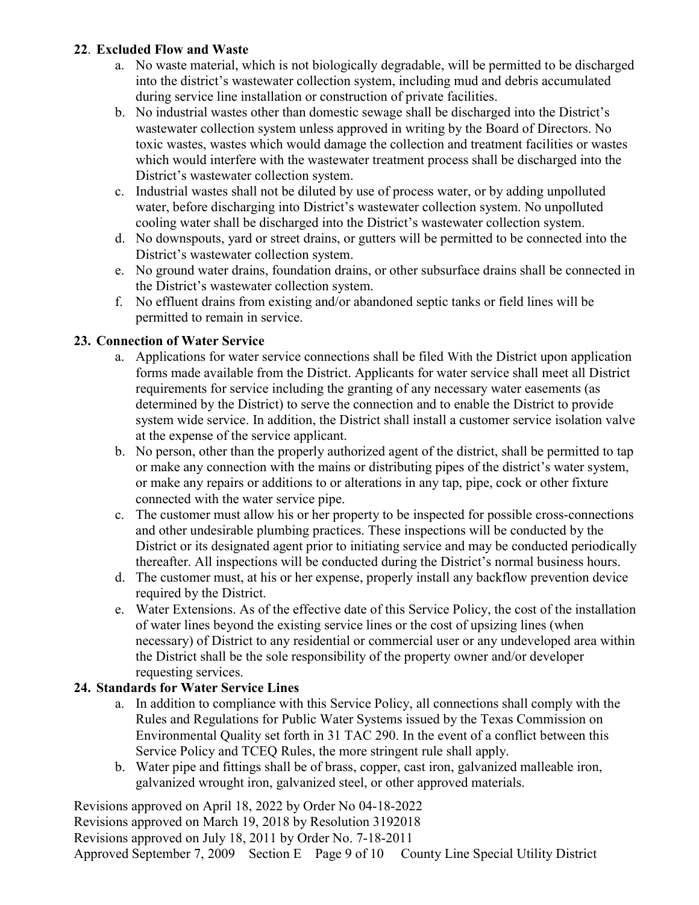**22. Excluded Flow and Waste**

a. No waste material, which is not biologically degradable, will be permitted to be discharged into the district's wastewater collection system, including mud and debris accumulated during service line installation or construction of private facilities.

b. No industrial wastes other than domestic sewage shall be discharged into the District's wastewater collection system unless approved in writing by the Board of Directors. No toxic wastes, wastes which would damage the collection and treatment facilities or wastes which would interfere with the wastewater treatment process shall be discharged into the District's wastewater collection system.

c. Industrial wastes shall not be diluted by use of process water, or by adding unpolluted water, before discharging into District's wastewater collection system. No unpolluted cooling water shall be discharged into the District's wastewater collection system.

d. No downspouts, yard or street drains, or gutters will be permitted to be connected into the District's wastewater collection system.

e. No ground water drains, foundation drains, or other subsurface drains shall be connected in the District's wastewater collection system.

f. No effluent drains from existing and/or abandoned septic tanks or field lines will be permitted to remain in service.

**23. Connection of Water Service**

a. Applications for water service connections shall be filed With the District upon application forms made available from the District. Applicants for water service shall meet all District requirements for service including the granting of any necessary water easements (as determined by the District) to serve the connection and to enable the District to provide system wide service. In addition, the District shall install a customer service isolation valve at the expense of the service applicant.

b. No person, other than the properly authorized agent of the district, shall be permitted to tap or make any connection with the mains or distributing pipes of the district's water system, or make any repairs or additions to or alterations in any tap, pipe, cock or other fixture connected with the water service pipe.

c. The customer must allow his or her property to be inspected for possible cross-connections and other undesirable plumbing practices. These inspections will be conducted by the District or its designated agent prior to initiating service and may be conducted periodically thereafter. All inspections will be conducted during the District's normal business hours.

d. The customer must, at his or her expense, properly install any backflow prevention device required by the District.

e. Water Extensions. As of the effective date of this Service Policy, the cost of the installation of water lines beyond the existing service lines or the cost of upsizing lines (when necessary) of District to any residential or commercial user or any undeveloped area within the District shall be the sole responsibility of the property owner and/or developer requesting services.

**24. Standards for Water Service Lines**

a. In addition to compliance with this Service Policy, all connections shall comply with the Rules and Regulations for Public Water Systems issued by the Texas Commission on Environmental Quality set forth in 31 TAC 290. In the event of a conflict between this Service Policy and TCEQ Rules, the more stringent rule shall apply.

b. Water pipe and fittings shall be of brass, copper, cast iron, galvanized malleable iron, galvanized wrought iron, galvanized steel, or other approved materials.

Revisions approved on April 18, 2022 by Order No 04-18-2022
Revisions approved on March 19, 2018 by Resolution 3192018
Revisions approved on July 18, 2011 by Order No. 7-18-2011
Approved September 7, 2009 Section E County Line Special Utility District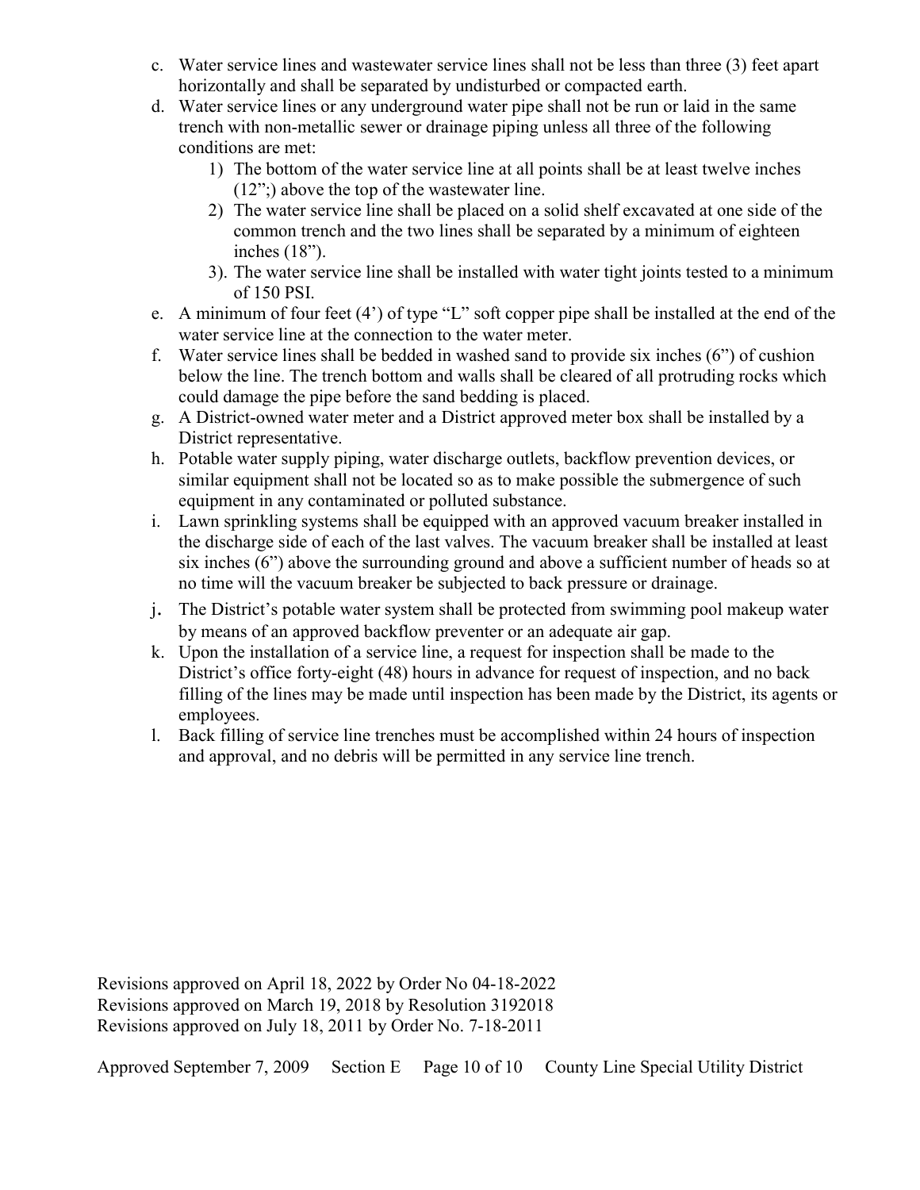c. Water service lines and wastewater service lines shall not be less than three (3) feet apart horizontally and shall be separated by undisturbed or compacted earth.

d. Water service lines or any underground water pipe shall not be run or laid in the same trench with non-metallic sewer or drainage piping unless all three of the following conditions are met:

   1) The bottom of the water service line at all points shall be at least twelve inches (12";) above the top of the wastewater line.
   2) The water service line shall be placed on a solid shelf excavated at one side of the common trench and the two lines shall be separated by a minimum of eighteen inches (18").
   3). The water service line shall be installed with water tight joints tested to a minimum of 150 PSI.

e. A minimum of four feet (4') of type "L" soft copper pipe shall be installed at the end of the water service line at the connection to the water meter.

f. Water service lines shall be bedded in washed sand to provide six inches (6") of cushion below the line. The trench bottom and walls shall be cleared of all protruding rocks which could damage the pipe before the sand bedding is placed.

g. A District-owned water meter and a District approved meter box shall be installed by a District representative.

h. Potable water supply piping, water discharge outlets, backflow prevention devices, or similar equipment shall not be located so as to make possible the submergence of such equipment in any contaminated or polluted substance.

i. Lawn sprinkling systems shall be equipped with an approved vacuum breaker installed in the discharge side of each of the last valves. The vacuum breaker shall be installed at least six inches (6") above the surrounding ground and above a sufficient number of heads so at no time will the vacuum breaker be subjected to back pressure or drainage.

j. The District's potable water system shall be protected from swimming pool makeup water by means of an approved backflow preventer or an adequate air gap.

k. Upon the installation of a service line, a request for inspection shall be made to the District's office forty-eight (48) hours in advance for request of inspection, and no back filling of the lines may be made until inspection has been made by the District, its agents or employees.

l. Back filling of service line trenches must be accomplished within 24 hours of inspection and approval, and no debris will be permitted in any service line trench.

Revisions approved on April 18, 2022 by Order No 04-18-2022
Revisions approved on March 19, 2018 by Resolution 3192018
Revisions approved on July 18, 2011 by Order No. 7-18-2011

Approved September 7, 2009 Section E County Line Special Utility District